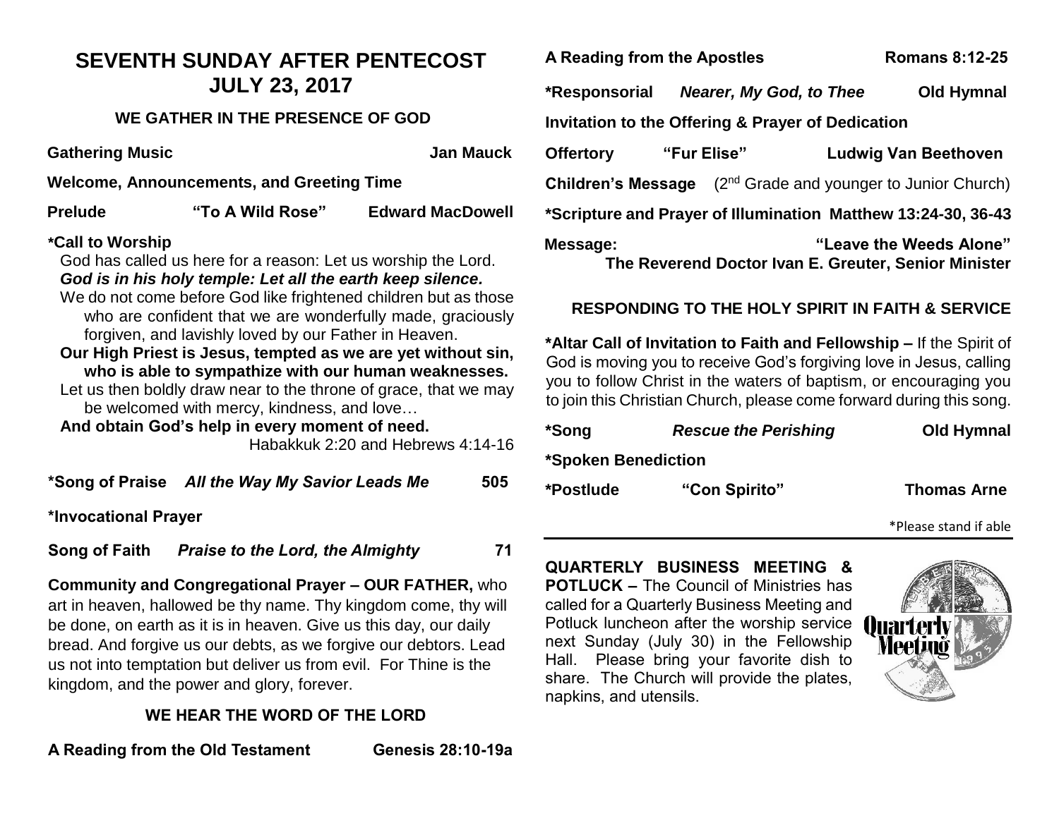# SEVENTH SUNDAY AFTER PENTECOST
# JULY 23, 2017

## WE GATHER IN THE PRESENCE OF GOD

**Gathering Music** **Jan Mauck**

**Welcome, Announcements, and Greeting Time**

**Prelude** **"To A Wild Rose"** **Edward MacDowell**

**\*Call to Worship**

God has called us here for a reason: Let us worship the Lord.

***God is in his holy temple: Let all the earth keep silence.***

We do not come before God like frightened children but as those who are confident that we are wonderfully made, graciously forgiven, and lavishly loved by our Father in Heaven.

**Our High Priest is Jesus, tempted as we are yet without sin, who is able to sympathize with our human weaknesses.**

Let us then boldly draw near to the throne of grace, that we may be welcomed with mercy, kindness, and love…

**And obtain God's help in every moment of need.**

Habakkuk 2:20 and Hebrews 4:14-16

**\*Song of Praise** ***All the Way My Savior Leads Me*** **505**

**\*Invocational Prayer**

**Song of Faith** ***Praise to the Lord, the Almighty*** **71**

**Community and Congregational Prayer – OUR FATHER,** who art in heaven, hallowed be thy name. Thy kingdom come, thy will be done, on earth as it is in heaven. Give us this day, our daily bread. And forgive us our debts, as we forgive our debtors. Lead us not into temptation but deliver us from evil. For Thine is the kingdom, and the power and glory, forever.

## WE HEAR THE WORD OF THE LORD

**A Reading from the Old Testament** **Genesis 28:10-19a**

**A Reading from the Apostles** **Romans 8:12-25**

**\*Responsorial** ***Nearer, My God, to Thee*** **Old Hymnal**

**Invitation to the Offering & Prayer of Dedication**

**Offertory** **"Fur Elise"** **Ludwig Van Beethoven**

**Children's Message** (2nd Grade and younger to Junior Church)

**\*Scripture and Prayer of Illumination Matthew 13:24-30, 36-43**

**Message:** **"Leave the Weeds Alone"**
**The Reverend Doctor Ivan E. Greuter, Senior Minister**

## RESPONDING TO THE HOLY SPIRIT IN FAITH & SERVICE

**\*Altar Call of Invitation to Faith and Fellowship –** If the Spirit of God is moving you to receive God's forgiving love in Jesus, calling you to follow Christ in the waters of baptism, or encouraging you to join this Christian Church, please come forward during this song.

**\*Song** ***Rescue the Perishing*** **Old Hymnal**

**\*Spoken Benediction**

**\*Postlude** **"Con Spirito"** **Thomas Arne**

\*Please stand if able

---

**QUARTERLY BUSINESS MEETING & POTLUCK –** The Council of Ministries has called for a Quarterly Business Meeting and Potluck luncheon after the worship service next Sunday (July 30) in the Fellowship Hall. Please bring your favorite dish to share. The Church will provide the plates, napkins, and utensils.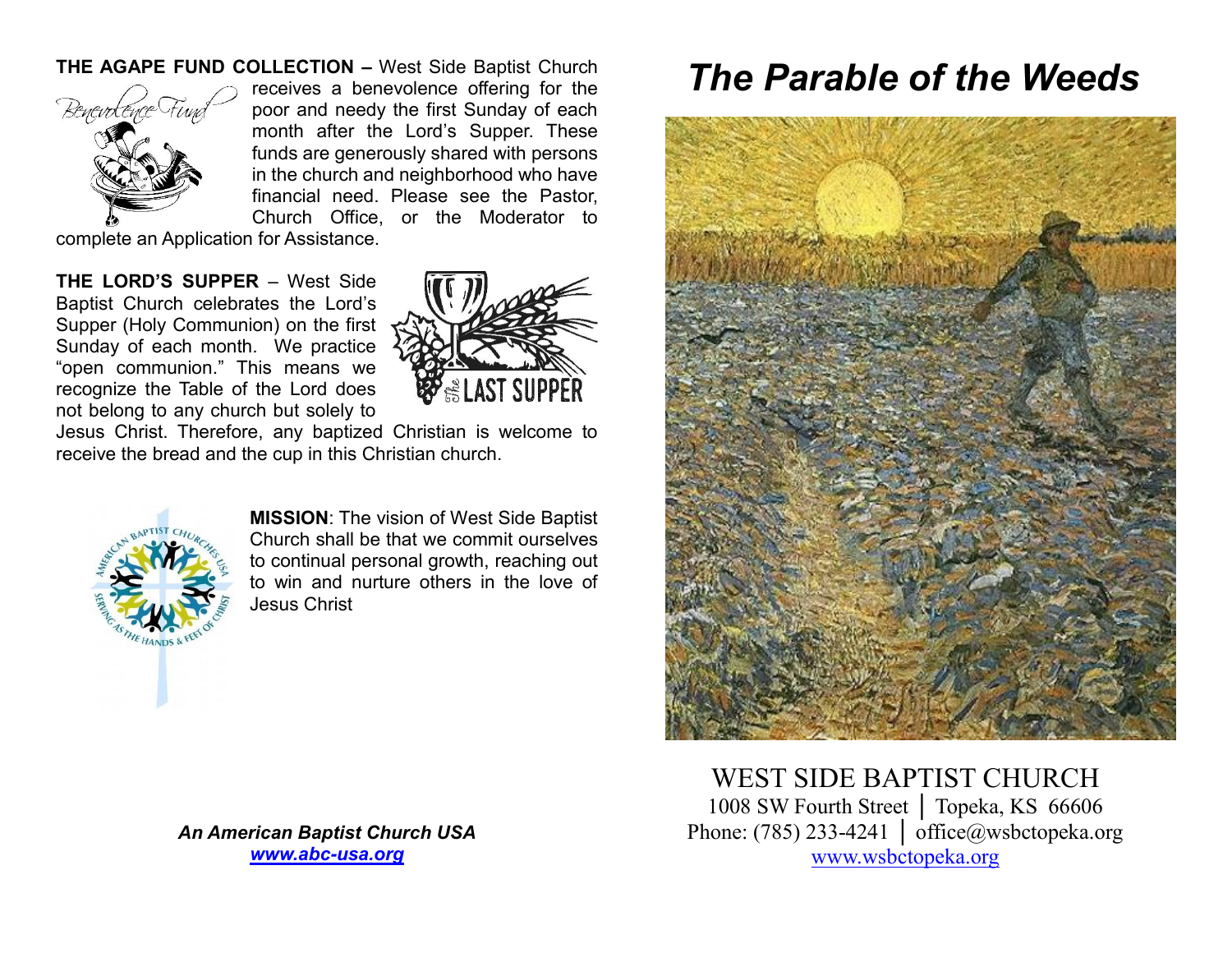**THE AGAPE FUND COLLECTION –** West Side Baptist Church receives a benevolence offering for the poor and needy the first Sunday of each month after the Lord's Supper. These funds are generously shared with persons in the church and neighborhood who have financial need. Please see the Pastor, Church Office, or the Moderator to complete an Application for Assistance.

**THE LORD'S SUPPER** – West Side Baptist Church celebrates the Lord's Supper (Holy Communion) on the first Sunday of each month. We practice "open communion." This means we recognize the Table of the Lord does not belong to any church but solely to Jesus Christ. Therefore, any baptized Christian is welcome to receive the bread and the cup in this Christian church.

**MISSION**: The vision of West Side Baptist Church shall be that we commit ourselves to continual personal growth, reaching out to win and nurture others in the love of Jesus Christ

***An American Baptist Church USA***
***www.abc-usa.org***

# *The Parable of the Weeds*

WEST SIDE BAPTIST CHURCH
1008 SW Fourth Street | Topeka, KS 66606
Phone: (785) 233-4241 | office@wsbctopeka.org
www.wsbctopeka.org